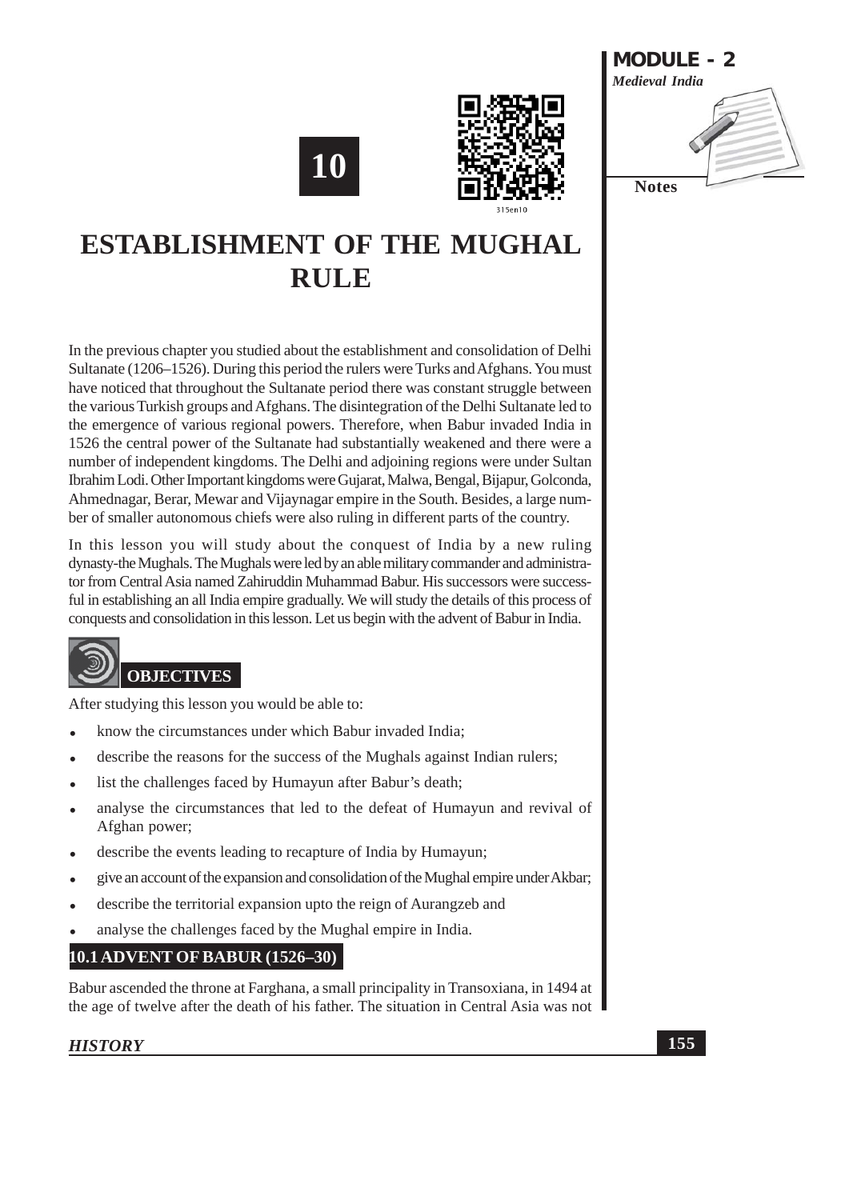# 10

# ESTABLISHMENT OF THE MUGHAL RULE

In the previous chapter you studied about the establishment and consolidation of Delhi Sultanate (1206–1526). During this period the rulers were Turks and Afghans. You must have noticed that throughout the Sultanate period there was constant struggle between the various Turkish groups and Afghans. The disintegration of the Delhi Sultanate led to the emergence of various regional powers. Therefore, when Babur invaded India in 1526 the central power of the Sultanate had substantially weakened and there were a number of independent kingdoms. The Delhi and adjoining regions were under Sultan Ibrahim Lodi. Other Important kingdoms were Gujarat, Malwa, Bengal, Bijapur, Golconda, Ahmednagar, Berar, Mewar and Vijaynagar empire in the South. Besides, a large number of smaller autonomous chiefs were also ruling in different parts of the country.

In this lesson you will study about the conquest of India by a new ruling dynasty-the Mughals. The Mughals were led by an able military commander and administrator from Central Asia named Zahiruddin Muhammad Babur. His successors were successful in establishing an all India empire gradually. We will study the details of this process of conquests and consolidation in this lesson. Let us begin with the advent of Babur in India.

## OBJECTIVES

After studying this lesson you would be able to:

- know the circumstances under which Babur invaded India;
- describe the reasons for the success of the Mughals against Indian rulers;
- list the challenges faced by Humayun after Babur's death;
- analyse the circumstances that led to the defeat of Humayun and revival of Afghan power;
- describe the events leading to recapture of India by Humayun;
- give an account of the expansion and consolidation of the Mughal empire under Akbar;
- describe the territorial expansion upto the reign of Aurangzeb and
- analyse the challenges faced by the Mughal empire in India.

## 10.1 ADVENT OF BABUR (1526–30)

Babur ascended the throne at Farghana, a small principality in Transoxiana, in 1494 at the age of twelve after the death of his father. The situation in Central Asia was not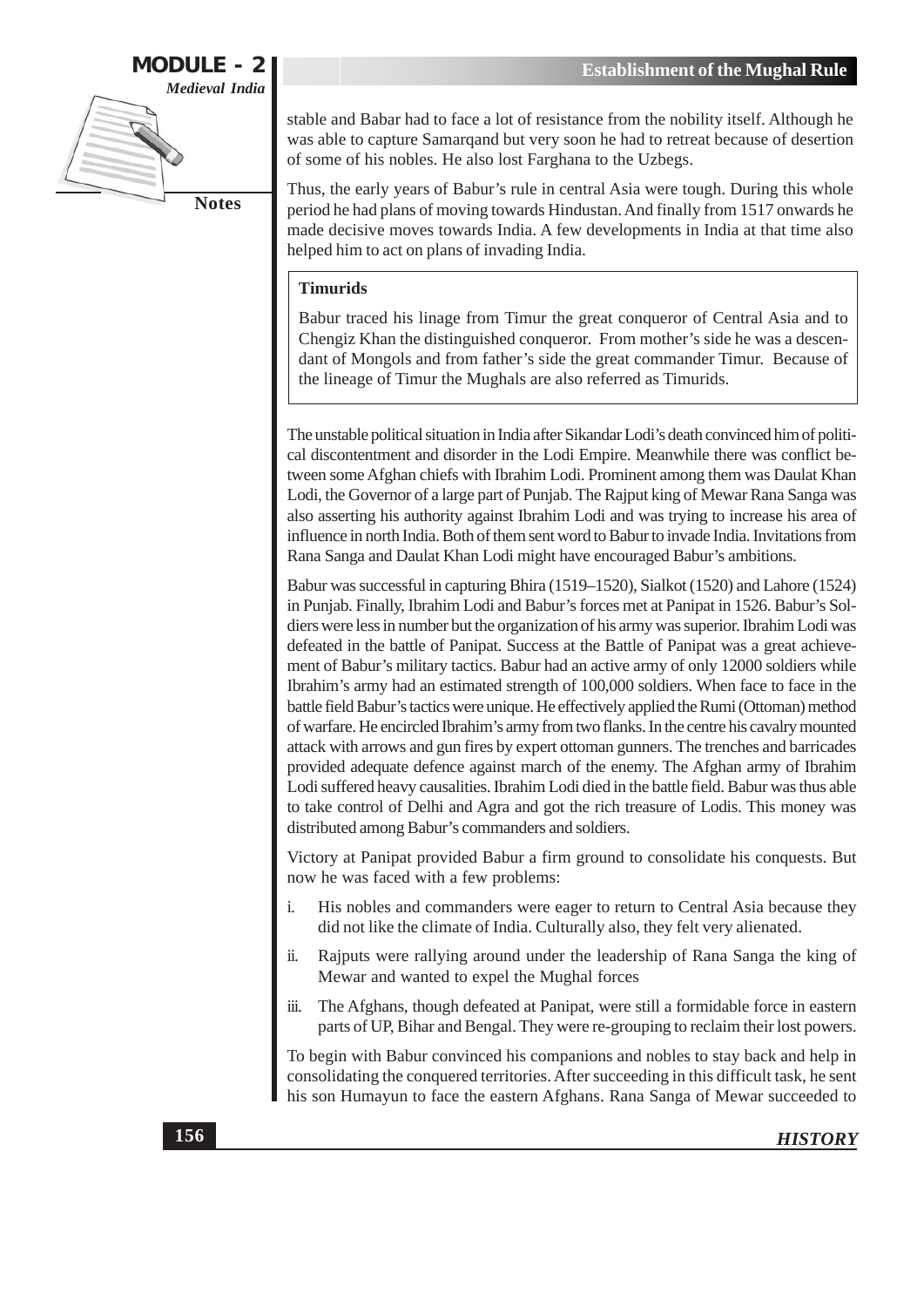stable and Babar had to face a lot of resistance from the nobility itself. Although he was able to capture Samarqand but very soon he had to retreat because of desertion of some of his nobles. He also lost Farghana to the Uzbegs.

Thus, the early years of Babur's rule in central Asia were tough. During this whole period he had plans of moving towards Hindustan. And finally from 1517 onwards he made decisive moves towards India. A few developments in India at that time also helped him to act on plans of invading India.

> **Timurids**
>
> Babur traced his linage from Timur the great conqueror of Central Asia and to Chengiz Khan the distinguished conqueror. From mother's side he was a descendant of Mongols and from father's side the great commander Timur. Because of the lineage of Timur the Mughals are also referred as Timurids.

The unstable political situation in India after Sikandar Lodi's death convinced him of political discontentment and disorder in the Lodi Empire. Meanwhile there was conflict between some Afghan chiefs with Ibrahim Lodi. Prominent among them was Daulat Khan Lodi, the Governor of a large part of Punjab. The Rajput king of Mewar Rana Sanga was also asserting his authority against Ibrahim Lodi and was trying to increase his area of influence in north India. Both of them sent word to Babur to invade India. Invitations from Rana Sanga and Daulat Khan Lodi might have encouraged Babur's ambitions.

Babur was successful in capturing Bhira (1519–1520), Sialkot (1520) and Lahore (1524) in Punjab. Finally, Ibrahim Lodi and Babur's forces met at Panipat in 1526. Babur's Soldiers were less in number but the organization of his army was superior. Ibrahim Lodi was defeated in the battle of Panipat. Success at the Battle of Panipat was a great achievement of Babur's military tactics. Babur had an active army of only 12000 soldiers while Ibrahim's army had an estimated strength of 100,000 soldiers. When face to face in the battle field Babur's tactics were unique. He effectively applied the Rumi (Ottoman) method of warfare. He encircled Ibrahim's army from two flanks. In the centre his cavalry mounted attack with arrows and gun fires by expert ottoman gunners. The trenches and barricades provided adequate defence against march of the enemy. The Afghan army of Ibrahim Lodi suffered heavy causalities. Ibrahim Lodi died in the battle field. Babur was thus able to take control of Delhi and Agra and got the rich treasure of Lodis. This money was distributed among Babur's commanders and soldiers.

Victory at Panipat provided Babur a firm ground to consolidate his conquests. But now he was faced with a few problems:

i. His nobles and commanders were eager to return to Central Asia because they did not like the climate of India. Culturally also, they felt very alienated.

ii. Rajputs were rallying around under the leadership of Rana Sanga the king of Mewar and wanted to expel the Mughal forces

iii. The Afghans, though defeated at Panipat, were still a formidable force in eastern parts of UP, Bihar and Bengal. They were re-grouping to reclaim their lost powers.

To begin with Babur convinced his companions and nobles to stay back and help in consolidating the conquered territories. After succeeding in this difficult task, he sent his son Humayun to face the eastern Afghans. Rana Sanga of Mewar succeeded to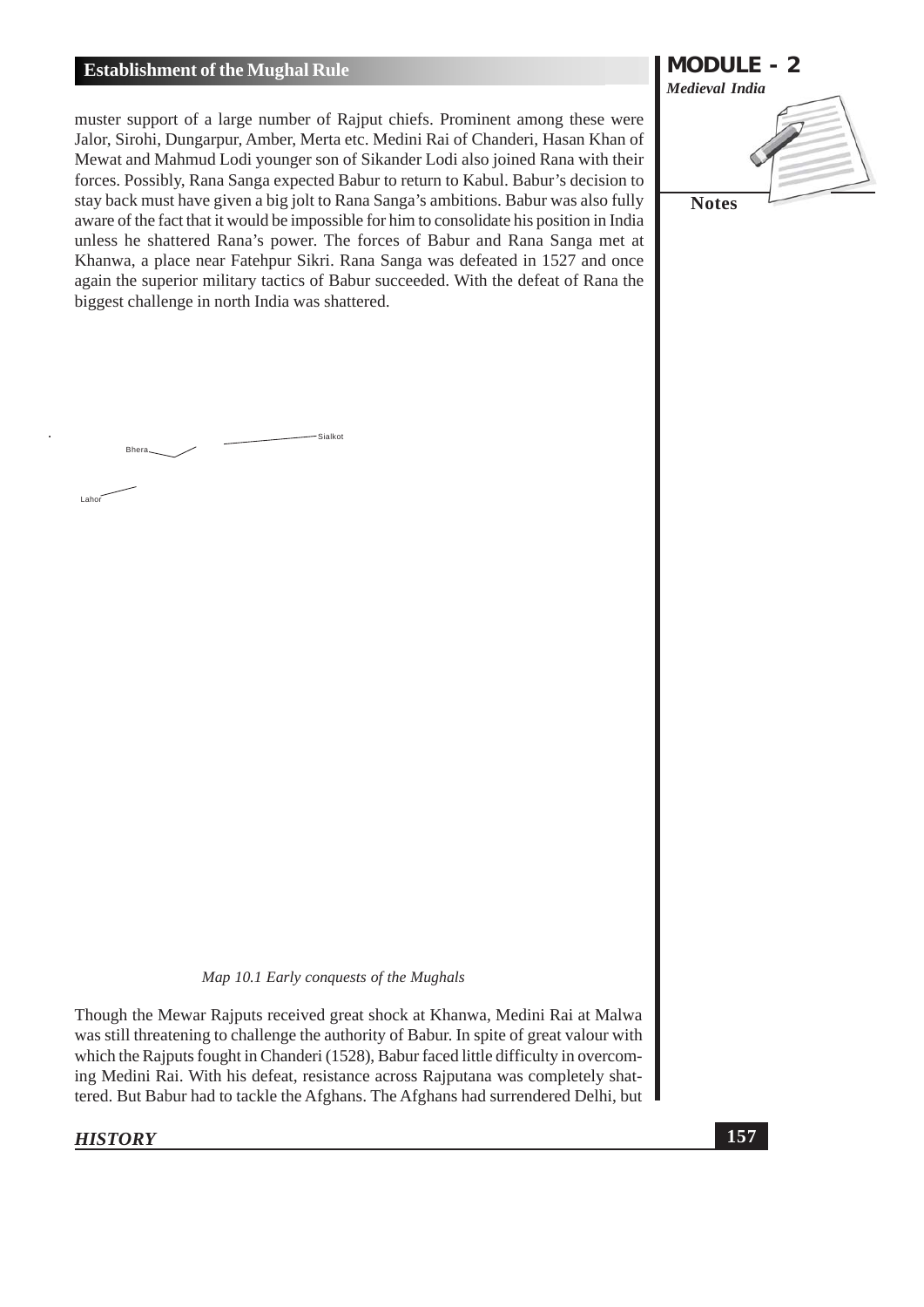muster support of a large number of Rajput chiefs. Prominent among these were Jalor, Sirohi, Dungarpur, Amber, Merta etc. Medini Rai of Chanderi, Hasan Khan of Mewat and Mahmud Lodi younger son of Sikander Lodi also joined Rana with their forces. Possibly, Rana Sanga expected Babur to return to Kabul. Babur's decision to stay back must have given a big jolt to Rana Sanga's ambitions. Babur was also fully aware of the fact that it would be impossible for him to consolidate his position in India unless he shattered Rana's power. The forces of Babur and Rana Sanga met at Khanwa, a place near Fatehpur Sikri. Rana Sanga was defeated in 1527 and once again the superior military tactics of Babur succeeded. With the defeat of Rana the biggest challenge in north India was shattered.

Sialkot

Bhera

Lahor

*Map 10.1 Early conquests of the Mughals*

Though the Mewar Rajputs received great shock at Khanwa, Medini Rai at Malwa was still threatening to challenge the authority of Babur. In spite of great valour with which the Rajputs fought in Chanderi (1528), Babur faced little difficulty in overcoming Medini Rai. With his defeat, resistance across Rajputana was completely shattered. But Babur had to tackle the Afghans. The Afghans had surrendered Delhi, but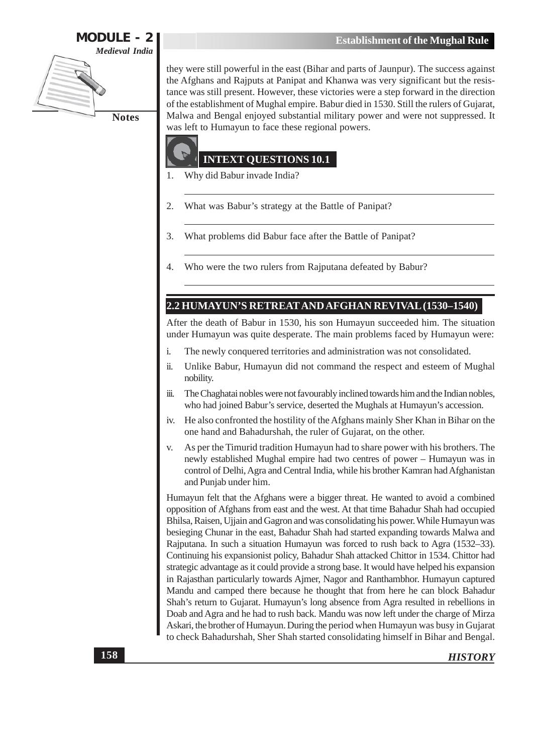they were still powerful in the east (Bihar and parts of Jaunpur). The success against the Afghans and Rajputs at Panipat and Khanwa was very significant but the resistance was still present. However, these victories were a step forward in the direction of the establishment of Mughal empire. Babur died in 1530. Still the rulers of Gujarat, Malwa and Bengal enjoyed substantial military power and were not suppressed. It was left to Humayun to face these regional powers.

## INTEXT QUESTIONS 10.1

1. Why did Babur invade India?

2. What was Babur's strategy at the Battle of Panipat?

3. What problems did Babur face after the Battle of Panipat?

4. Who were the two rulers from Rajputana defeated by Babur?

## 2.2 HUMAYUN'S RETREAT AND AFGHAN REVIVAL (1530–1540)

After the death of Babur in 1530, his son Humayun succeeded him. The situation under Humayun was quite desperate. The main problems faced by Humayun were:

i. The newly conquered territories and administration was not consolidated.
ii. Unlike Babur, Humayun did not command the respect and esteem of Mughal nobility.
iii. The Chaghatai nobles were not favourably inclined towards him and the Indian nobles, who had joined Babur's service, deserted the Mughals at Humayun's accession.
iv. He also confronted the hostility of the Afghans mainly Sher Khan in Bihar on the one hand and Bahadurshah, the ruler of Gujarat, on the other.
v. As per the Timurid tradition Humayun had to share power with his brothers. The newly established Mughal empire had two centres of power – Humayun was in control of Delhi, Agra and Central India, while his brother Kamran had Afghanistan and Punjab under him.

Humayun felt that the Afghans were a bigger threat. He wanted to avoid a combined opposition of Afghans from east and the west. At that time Bahadur Shah had occupied Bhilsa, Raisen, Ujjain and Gagron and was consolidating his power. While Humayun was besieging Chunar in the east, Bahadur Shah had started expanding towards Malwa and Rajputana. In such a situation Humayun was forced to rush back to Agra (1532–33). Continuing his expansionist policy, Bahadur Shah attacked Chittor in 1534. Chittor had strategic advantage as it could provide a strong base. It would have helped his expansion in Rajasthan particularly towards Ajmer, Nagor and Ranthambhor. Humayun captured Mandu and camped there because he thought that from here he can block Bahadur Shah's return to Gujarat. Humayun's long absence from Agra resulted in rebellions in Doab and Agra and he had to rush back. Mandu was now left under the charge of Mirza Askari, the brother of Humayun. During the period when Humayun was busy in Gujarat to check Bahadurshah, Sher Shah started consolidating himself in Bihar and Bengal.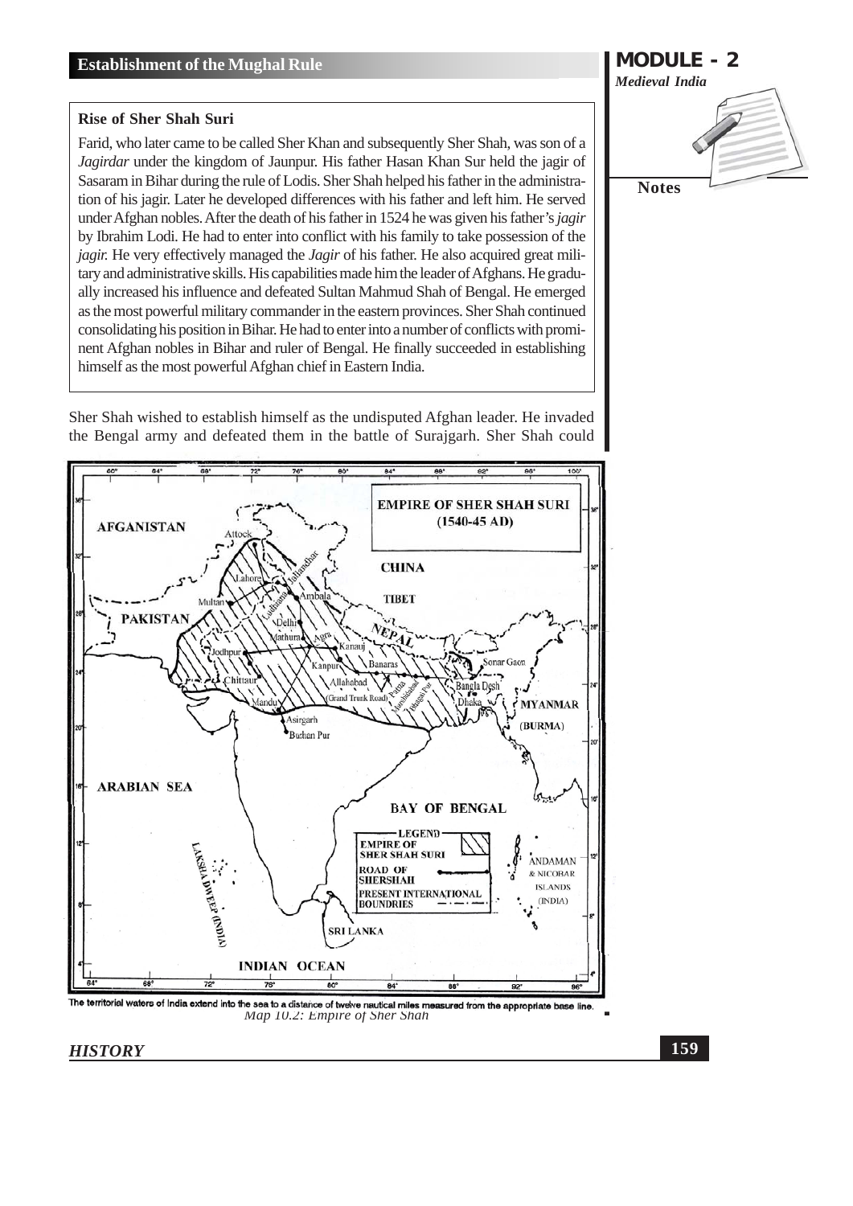### Rise of Sher Shah Suri

Farid, who later came to be called Sher Khan and subsequently Sher Shah, was son of a *Jagirdar* under the kingdom of Jaunpur. His father Hasan Khan Sur held the jagir of Sasaram in Bihar during the rule of Lodis. Sher Shah helped his father in the administration of his jagir. Later he developed differences with his father and left him. He served under Afghan nobles. After the death of his father in 1524 he was given his father's *jagir* by Ibrahim Lodi. He had to enter into conflict with his family to take possession of the *jagir.* He very effectively managed the *Jagir* of his father. He also acquired great military and administrative skills. His capabilities made him the leader of Afghans. He gradually increased his influence and defeated Sultan Mahmud Shah of Bengal. He emerged as the most powerful military commander in the eastern provinces. Sher Shah continued consolidating his position in Bihar. He had to enter into a number of conflicts with prominent Afghan nobles in Bihar and ruler of Bengal. He finally succeeded in establishing himself as the most powerful Afghan chief in Eastern India.

Sher Shah wished to establish himself as the undisputed Afghan leader. He invaded the Bengal army and defeated them in the battle of Surajgarh. Sher Shah could

The territorial waters of India extend into the sea to a distance of twelve nautical miles measured from the appropriate base line.

*Map 10.2: Empire of Sher Shah*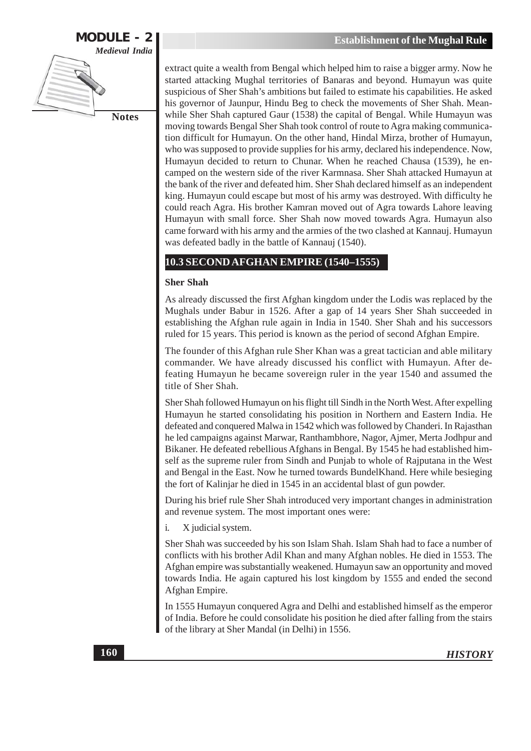extract quite a wealth from Bengal which helped him to raise a bigger army. Now he started attacking Mughal territories of Banaras and beyond. Humayun was quite suspicious of Sher Shah's ambitions but failed to estimate his capabilities. He asked his governor of Jaunpur, Hindu Beg to check the movements of Sher Shah. Meanwhile Sher Shah captured Gaur (1538) the capital of Bengal. While Humayun was moving towards Bengal Sher Shah took control of route to Agra making communication difficult for Humayun. On the other hand, Hindal Mirza, brother of Humayun, who was supposed to provide supplies for his army, declared his independence. Now, Humayun decided to return to Chunar. When he reached Chausa (1539), he encamped on the western side of the river Karmnasa. Sher Shah attacked Humayun at the bank of the river and defeated him. Sher Shah declared himself as an independent king. Humayun could escape but most of his army was destroyed. With difficulty he could reach Agra. His brother Kamran moved out of Agra towards Lahore leaving Humayun with small force. Sher Shah now moved towards Agra. Humayun also came forward with his army and the armies of the two clashed at Kannauj. Humayun was defeated badly in the battle of Kannauj (1540).

## 10.3 SECOND AFGHAN EMPIRE (1540–1555)

**Sher Shah**

As already discussed the first Afghan kingdom under the Lodis was replaced by the Mughals under Babur in 1526. After a gap of 14 years Sher Shah succeeded in establishing the Afghan rule again in India in 1540. Sher Shah and his successors ruled for 15 years. This period is known as the period of second Afghan Empire.

The founder of this Afghan rule Sher Khan was a great tactician and able military commander. We have already discussed his conflict with Humayun. After defeating Humayun he became sovereign ruler in the year 1540 and assumed the title of Sher Shah.

Sher Shah followed Humayun on his flight till Sindh in the North West. After expelling Humayun he started consolidating his position in Northern and Eastern India. He defeated and conquered Malwa in 1542 which was followed by Chanderi. In Rajasthan he led campaigns against Marwar, Ranthambhore, Nagor, Ajmer, Merta Jodhpur and Bikaner. He defeated rebellious Afghans in Bengal. By 1545 he had established himself as the supreme ruler from Sindh and Punjab to whole of Rajputana in the West and Bengal in the East. Now he turned towards BundelKhand. Here while besieging the fort of Kalinjar he died in 1545 in an accidental blast of gun powder.

During his brief rule Sher Shah introduced very important changes in administration and revenue system. The most important ones were:

i. X judicial system.

Sher Shah was succeeded by his son Islam Shah. Islam Shah had to face a number of conflicts with his brother Adil Khan and many Afghan nobles. He died in 1553. The Afghan empire was substantially weakened. Humayun saw an opportunity and moved towards India. He again captured his lost kingdom by 1555 and ended the second Afghan Empire.

In 1555 Humayun conquered Agra and Delhi and established himself as the emperor of India. Before he could consolidate his position he died after falling from the stairs of the library at Sher Mandal (in Delhi) in 1556.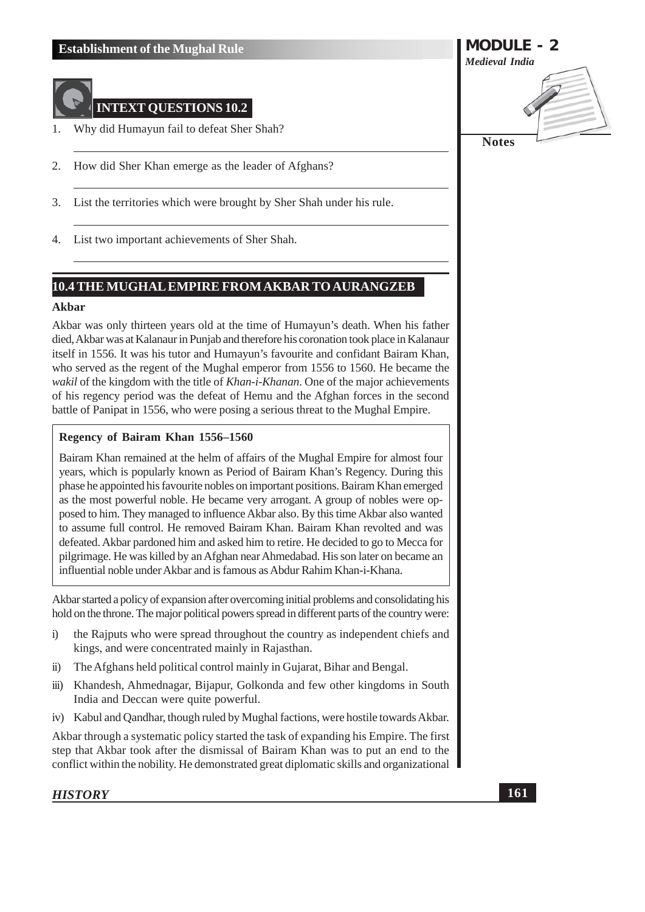## INTEXT QUESTIONS 10.2

1. Why did Humayun fail to defeat Sher Shah?
2. How did Sher Khan emerge as the leader of Afghans?
3. List the territories which were brought by Sher Shah under his rule.
4. List two important achievements of Sher Shah.

## 10.4 THE MUGHAL EMPIRE FROM AKBAR TO AURANGZEB

### Akbar

Akbar was only thirteen years old at the time of Humayun's death. When his father died, Akbar was at Kalanaur in Punjab and therefore his coronation took place in Kalanaur itself in 1556. It was his tutor and Humayun's favourite and confidant Bairam Khan, who served as the regent of the Mughal emperor from 1556 to 1560. He became the *wakil* of the kingdom with the title of *Khan-i-Khanan*. One of the major achievements of his regency period was the defeat of Hemu and the Afghan forces in the second battle of Panipat in 1556, who were posing a serious threat to the Mughal Empire.

**Regency of Bairam Khan 1556–1560**

Bairam Khan remained at the helm of affairs of the Mughal Empire for almost four years, which is popularly known as Period of Bairam Khan's Regency. During this phase he appointed his favourite nobles on important positions. Bairam Khan emerged as the most powerful noble. He became very arrogant. A group of nobles were opposed to him. They managed to influence Akbar also. By this time Akbar also wanted to assume full control. He removed Bairam Khan. Bairam Khan revolted and was defeated. Akbar pardoned him and asked him to retire. He decided to go to Mecca for pilgrimage. He was killed by an Afghan near Ahmedabad. His son later on became an influential noble under Akbar and is famous as Abdur Rahim Khan-i-Khana.

Akbar started a policy of expansion after overcoming initial problems and consolidating his hold on the throne. The major political powers spread in different parts of the country were:

i) the Rajputs who were spread throughout the country as independent chiefs and kings, and were concentrated mainly in Rajasthan.
ii) The Afghans held political control mainly in Gujarat, Bihar and Bengal.
iii) Khandesh, Ahmednagar, Bijapur, Golkonda and few other kingdoms in South India and Deccan were quite powerful.
iv) Kabul and Qandhar, though ruled by Mughal factions, were hostile towards Akbar.

Akbar through a systematic policy started the task of expanding his Empire. The first step that Akbar took after the dismissal of Bairam Khan was to put an end to the conflict within the nobility. He demonstrated great diplomatic skills and organizational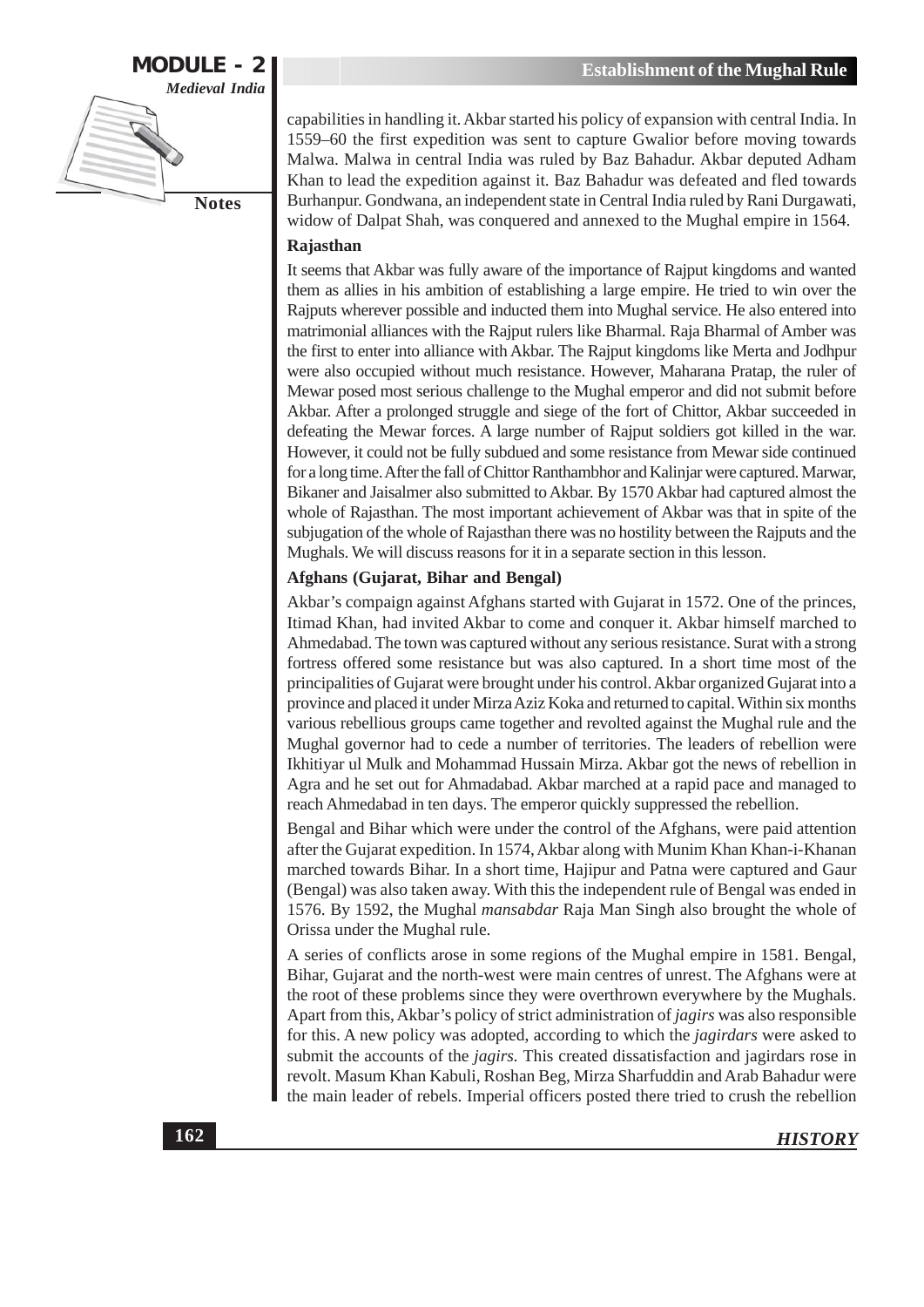capabilities in handling it. Akbar started his policy of expansion with central India. In 1559–60 the first expedition was sent to capture Gwalior before moving towards Malwa. Malwa in central India was ruled by Baz Bahadur. Akbar deputed Adham Khan to lead the expedition against it. Baz Bahadur was defeated and fled towards Burhanpur. Gondwana, an independent state in Central India ruled by Rani Durgawati, widow of Dalpat Shah, was conquered and annexed to the Mughal empire in 1564.

### Rajasthan

It seems that Akbar was fully aware of the importance of Rajput kingdoms and wanted them as allies in his ambition of establishing a large empire. He tried to win over the Rajputs wherever possible and inducted them into Mughal service. He also entered into matrimonial alliances with the Rajput rulers like Bharmal. Raja Bharmal of Amber was the first to enter into alliance with Akbar. The Rajput kingdoms like Merta and Jodhpur were also occupied without much resistance. However, Maharana Pratap, the ruler of Mewar posed most serious challenge to the Mughal emperor and did not submit before Akbar. After a prolonged struggle and siege of the fort of Chittor, Akbar succeeded in defeating the Mewar forces. A large number of Rajput soldiers got killed in the war. However, it could not be fully subdued and some resistance from Mewar side continued for a long time. After the fall of Chittor Ranthambhor and Kalinjar were captured. Marwar, Bikaner and Jaisalmer also submitted to Akbar. By 1570 Akbar had captured almost the whole of Rajasthan. The most important achievement of Akbar was that in spite of the subjugation of the whole of Rajasthan there was no hostility between the Rajputs and the Mughals. We will discuss reasons for it in a separate section in this lesson.

### Afghans (Gujarat, Bihar and Bengal)

Akbar's compaign against Afghans started with Gujarat in 1572. One of the princes, Itimad Khan, had invited Akbar to come and conquer it. Akbar himself marched to Ahmedabad. The town was captured without any serious resistance. Surat with a strong fortress offered some resistance but was also captured. In a short time most of the principalities of Gujarat were brought under his control. Akbar organized Gujarat into a province and placed it under Mirza Aziz Koka and returned to capital. Within six months various rebellious groups came together and revolted against the Mughal rule and the Mughal governor had to cede a number of territories. The leaders of rebellion were Ikhitiyar ul Mulk and Mohammad Hussain Mirza. Akbar got the news of rebellion in Agra and he set out for Ahmadabad. Akbar marched at a rapid pace and managed to reach Ahmedabad in ten days. The emperor quickly suppressed the rebellion.

Bengal and Bihar which were under the control of the Afghans, were paid attention after the Gujarat expedition. In 1574, Akbar along with Munim Khan Khan-i-Khanan marched towards Bihar. In a short time, Hajipur and Patna were captured and Gaur (Bengal) was also taken away. With this the independent rule of Bengal was ended in 1576. By 1592, the Mughal *mansabdar* Raja Man Singh also brought the whole of Orissa under the Mughal rule.

A series of conflicts arose in some regions of the Mughal empire in 1581. Bengal, Bihar, Gujarat and the north-west were main centres of unrest. The Afghans were at the root of these problems since they were overthrown everywhere by the Mughals. Apart from this, Akbar's policy of strict administration of *jagirs* was also responsible for this. A new policy was adopted, according to which the *jagirdars* were asked to submit the accounts of the *jagirs.* This created dissatisfaction and jagirdars rose in revolt. Masum Khan Kabuli, Roshan Beg, Mirza Sharfuddin and Arab Bahadur were the main leader of rebels. Imperial officers posted there tried to crush the rebellion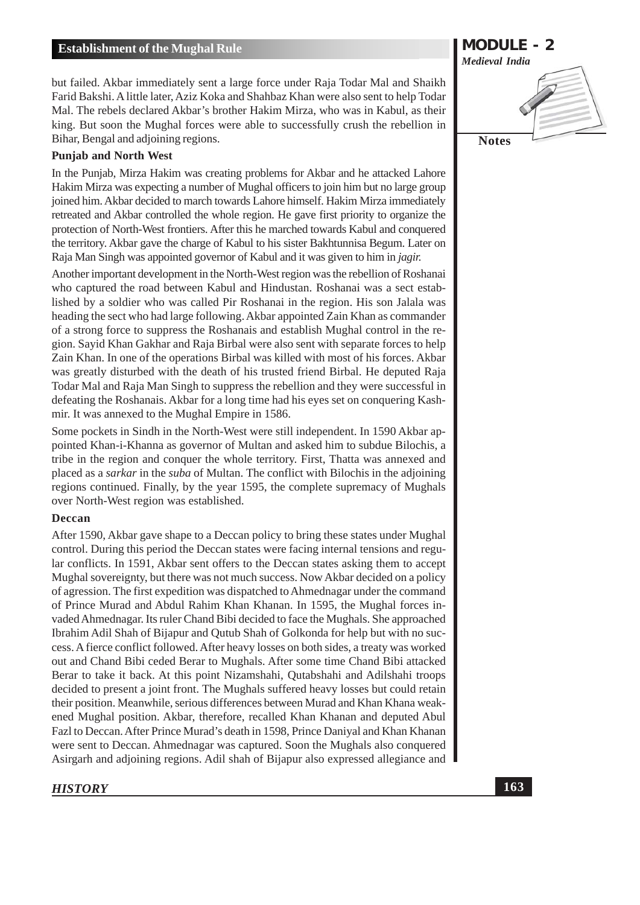but failed. Akbar immediately sent a large force under Raja Todar Mal and Shaikh Farid Bakshi. A little later, Aziz Koka and Shahbaz Khan were also sent to help Todar Mal. The rebels declared Akbar's brother Hakim Mirza, who was in Kabul, as their king. But soon the Mughal forces were able to successfully crush the rebellion in Bihar, Bengal and adjoining regions.

**Punjab and North West**

In the Punjab, Mirza Hakim was creating problems for Akbar and he attacked Lahore Hakim Mirza was expecting a number of Mughal officers to join him but no large group joined him. Akbar decided to march towards Lahore himself. Hakim Mirza immediately retreated and Akbar controlled the whole region. He gave first priority to organize the protection of North-West frontiers. After this he marched towards Kabul and conquered the territory. Akbar gave the charge of Kabul to his sister Bakhtunnisa Begum. Later on Raja Man Singh was appointed governor of Kabul and it was given to him in *jagir.*

Another important development in the North-West region was the rebellion of Roshanai who captured the road between Kabul and Hindustan. Roshanai was a sect established by a soldier who was called Pir Roshanai in the region. His son Jalala was heading the sect who had large following. Akbar appointed Zain Khan as commander of a strong force to suppress the Roshanais and establish Mughal control in the region. Sayid Khan Gakhar and Raja Birbal were also sent with separate forces to help Zain Khan. In one of the operations Birbal was killed with most of his forces. Akbar was greatly disturbed with the death of his trusted friend Birbal. He deputed Raja Todar Mal and Raja Man Singh to suppress the rebellion and they were successful in defeating the Roshanais. Akbar for a long time had his eyes set on conquering Kashmir. It was annexed to the Mughal Empire in 1586.

Some pockets in Sindh in the North-West were still independent. In 1590 Akbar appointed Khan-i-Khanna as governor of Multan and asked him to subdue Bilochis, a tribe in the region and conquer the whole territory. First, Thatta was annexed and placed as a *sarkar* in the *suba* of Multan. The conflict with Bilochis in the adjoining regions continued. Finally, by the year 1595, the complete supremacy of Mughals over North-West region was established.

**Deccan**

After 1590, Akbar gave shape to a Deccan policy to bring these states under Mughal control. During this period the Deccan states were facing internal tensions and regular conflicts. In 1591, Akbar sent offers to the Deccan states asking them to accept Mughal sovereignty, but there was not much success. Now Akbar decided on a policy of agression. The first expedition was dispatched to Ahmednagar under the command of Prince Murad and Abdul Rahim Khan Khanan. In 1595, the Mughal forces invaded Ahmednagar. Its ruler Chand Bibi decided to face the Mughals. She approached Ibrahim Adil Shah of Bijapur and Qutub Shah of Golkonda for help but with no success. A fierce conflict followed. After heavy losses on both sides, a treaty was worked out and Chand Bibi ceded Berar to Mughals. After some time Chand Bibi attacked Berar to take it back. At this point Nizamshahi, Qutabshahi and Adilshahi troops decided to present a joint front. The Mughals suffered heavy losses but could retain their position. Meanwhile, serious differences between Murad and Khan Khana weakened Mughal position. Akbar, therefore, recalled Khan Khanan and deputed Abul Fazl to Deccan. After Prince Murad's death in 1598, Prince Daniyal and Khan Khanan were sent to Deccan. Ahmednagar was captured. Soon the Mughals also conquered Asirgarh and adjoining regions. Adil shah of Bijapur also expressed allegiance and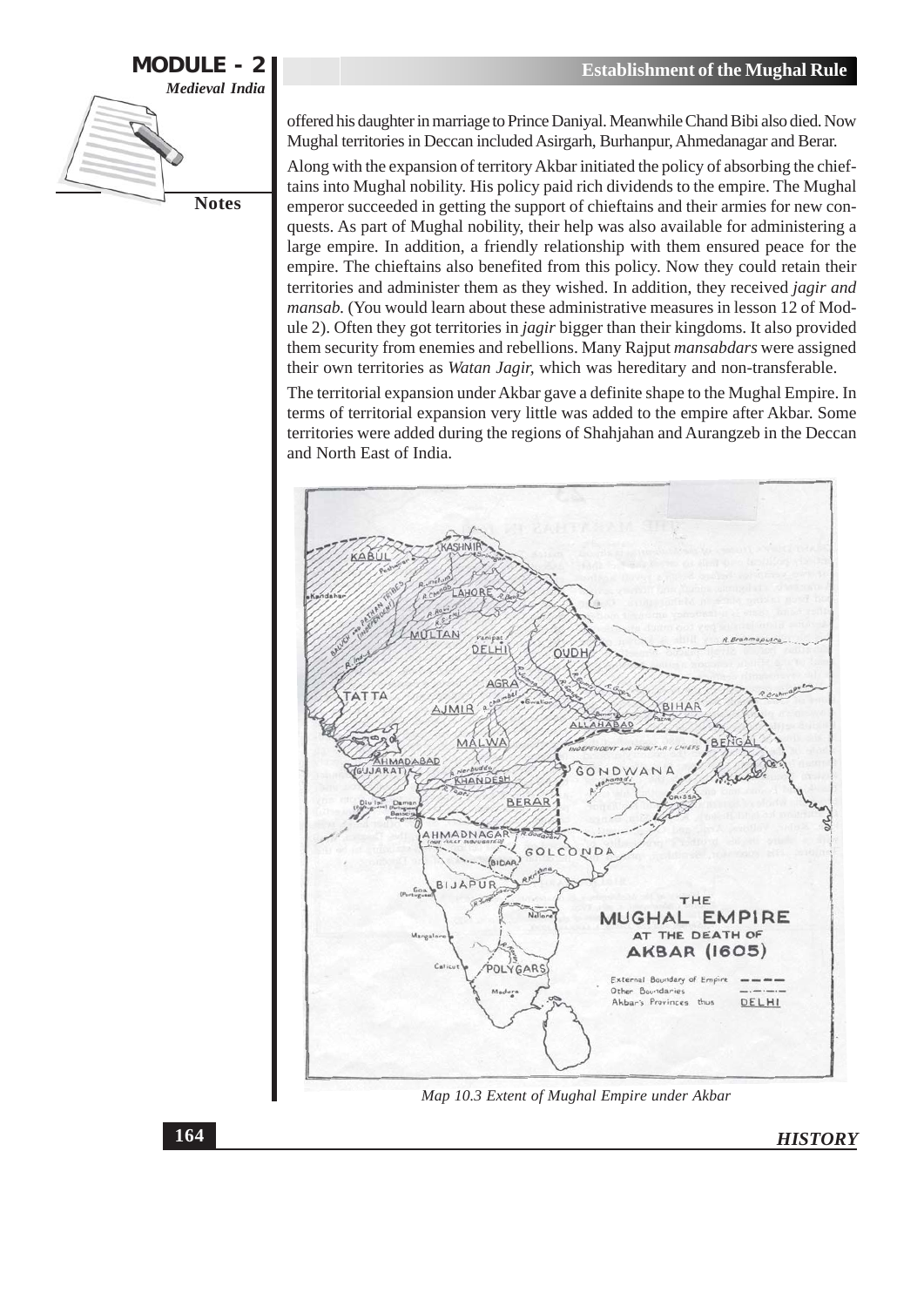offered his daughter in marriage to Prince Daniyal. Meanwhile Chand Bibi also died. Now Mughal territories in Deccan included Asirgarh, Burhanpur, Ahmedanagar and Berar.

Along with the expansion of territory Akbar initiated the policy of absorbing the chieftains into Mughal nobility. His policy paid rich dividends to the empire. The Mughal emperor succeeded in getting the support of chieftains and their armies for new conquests. As part of Mughal nobility, their help was also available for administering a large empire. In addition, a friendly relationship with them ensured peace for the empire. The chieftains also benefited from this policy. Now they could retain their territories and administer them as they wished. In addition, they received *jagir and mansab.* (You would learn about these administrative measures in lesson 12 of Module 2). Often they got territories in *jagir* bigger than their kingdoms. It also provided them security from enemies and rebellions. Many Rajput *mansabdars* were assigned their own territories as *Watan Jagir,* which was hereditary and non-transferable.

The territorial expansion under Akbar gave a definite shape to the Mughal Empire. In terms of territorial expansion very little was added to the empire after Akbar. Some territories were added during the regions of Shahjahan and Aurangzeb in the Deccan and North East of India.

*Map 10.3 Extent of Mughal Empire under Akbar*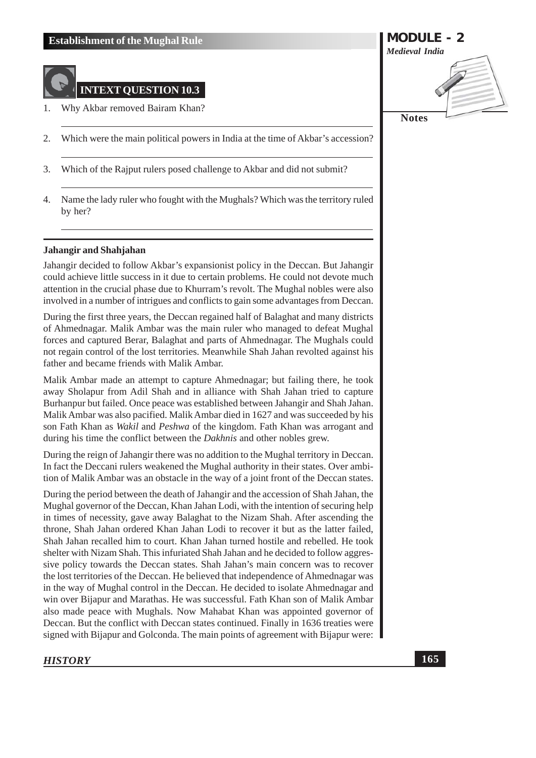## INTEXT QUESTION 10.3

1. Why Akbar removed Bairam Khan?
2. Which were the main political powers in India at the time of Akbar's accession?
3. Which of the Rajput rulers posed challenge to Akbar and did not submit?
4. Name the lady ruler who fought with the Mughals? Which was the territory ruled by her?

### Jahangir and Shahjahan

Jahangir decided to follow Akbar's expansionist policy in the Deccan. But Jahangir could achieve little success in it due to certain problems. He could not devote much attention in the crucial phase due to Khurram's revolt. The Mughal nobles were also involved in a number of intrigues and conflicts to gain some advantages from Deccan.

During the first three years, the Deccan regained half of Balaghat and many districts of Ahmednagar. Malik Ambar was the main ruler who managed to defeat Mughal forces and captured Berar, Balaghat and parts of Ahmednagar. The Mughals could not regain control of the lost territories. Meanwhile Shah Jahan revolted against his father and became friends with Malik Ambar.

Malik Ambar made an attempt to capture Ahmednagar; but failing there, he took away Sholapur from Adil Shah and in alliance with Shah Jahan tried to capture Burhanpur but failed. Once peace was established between Jahangir and Shah Jahan. Malik Ambar was also pacified. Malik Ambar died in 1627 and was succeeded by his son Fath Khan as *Wakil* and *Peshwa* of the kingdom. Fath Khan was arrogant and during his time the conflict between the *Dakhnis* and other nobles grew.

During the reign of Jahangir there was no addition to the Mughal territory in Deccan. In fact the Deccani rulers weakened the Mughal authority in their states. Over ambition of Malik Ambar was an obstacle in the way of a joint front of the Deccan states.

During the period between the death of Jahangir and the accession of Shah Jahan, the Mughal governor of the Deccan, Khan Jahan Lodi, with the intention of securing help in times of necessity, gave away Balaghat to the Nizam Shah. After ascending the throne, Shah Jahan ordered Khan Jahan Lodi to recover it but as the latter failed, Shah Jahan recalled him to court. Khan Jahan turned hostile and rebelled. He took shelter with Nizam Shah. This infuriated Shah Jahan and he decided to follow aggressive policy towards the Deccan states. Shah Jahan's main concern was to recover the lost territories of the Deccan. He believed that independence of Ahmednagar was in the way of Mughal control in the Deccan. He decided to isolate Ahmednagar and win over Bijapur and Marathas. He was successful. Fath Khan son of Malik Ambar also made peace with Mughals. Now Mahabat Khan was appointed governor of Deccan. But the conflict with Deccan states continued. Finally in 1636 treaties were signed with Bijapur and Golconda. The main points of agreement with Bijapur were: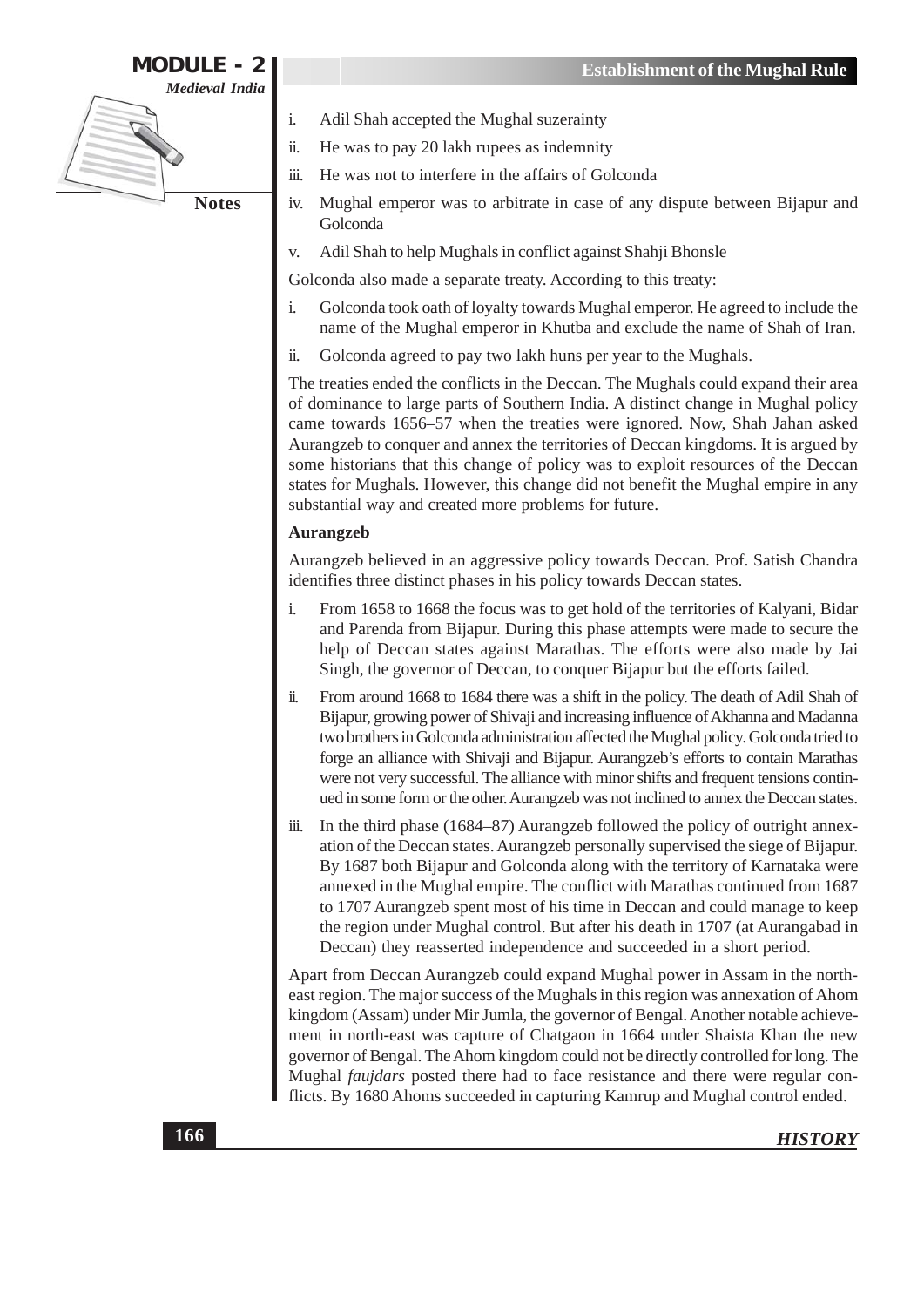i. Adil Shah accepted the Mughal suzerainty

ii. He was to pay 20 lakh rupees as indemnity

iii. He was not to interfere in the affairs of Golconda

iv. Mughal emperor was to arbitrate in case of any dispute between Bijapur and Golconda

v. Adil Shah to help Mughals in conflict against Shahji Bhonsle

Golconda also made a separate treaty. According to this treaty:

i. Golconda took oath of loyalty towards Mughal emperor. He agreed to include the name of the Mughal emperor in Khutba and exclude the name of Shah of Iran.

ii. Golconda agreed to pay two lakh huns per year to the Mughals.

The treaties ended the conflicts in the Deccan. The Mughals could expand their area of dominance to large parts of Southern India. A distinct change in Mughal policy came towards 1656–57 when the treaties were ignored. Now, Shah Jahan asked Aurangzeb to conquer and annex the territories of Deccan kingdoms. It is argued by some historians that this change of policy was to exploit resources of the Deccan states for Mughals. However, this change did not benefit the Mughal empire in any substantial way and created more problems for future.

**Aurangzeb**

Aurangzeb believed in an aggressive policy towards Deccan. Prof. Satish Chandra identifies three distinct phases in his policy towards Deccan states.

i. From 1658 to 1668 the focus was to get hold of the territories of Kalyani, Bidar and Parenda from Bijapur. During this phase attempts were made to secure the help of Deccan states against Marathas. The efforts were also made by Jai Singh, the governor of Deccan, to conquer Bijapur but the efforts failed.

ii. From around 1668 to 1684 there was a shift in the policy. The death of Adil Shah of Bijapur, growing power of Shivaji and increasing influence of Akhanna and Madanna two brothers in Golconda administration affected the Mughal policy. Golconda tried to forge an alliance with Shivaji and Bijapur. Aurangzeb's efforts to contain Marathas were not very successful. The alliance with minor shifts and frequent tensions continued in some form or the other. Aurangzeb was not inclined to annex the Deccan states.

iii. In the third phase (1684–87) Aurangzeb followed the policy of outright annexation of the Deccan states. Aurangzeb personally supervised the siege of Bijapur. By 1687 both Bijapur and Golconda along with the territory of Karnataka were annexed in the Mughal empire. The conflict with Marathas continued from 1687 to 1707 Aurangzeb spent most of his time in Deccan and could manage to keep the region under Mughal control. But after his death in 1707 (at Aurangabad in Deccan) they reasserted independence and succeeded in a short period.

Apart from Deccan Aurangzeb could expand Mughal power in Assam in the north-east region. The major success of the Mughals in this region was annexation of Ahom kingdom (Assam) under Mir Jumla, the governor of Bengal. Another notable achievement in north-east was capture of Chatgaon in 1664 under Shaista Khan the new governor of Bengal. The Ahom kingdom could not be directly controlled for long. The Mughal *faujdars* posted there had to face resistance and there were regular conflicts. By 1680 Ahoms succeeded in capturing Kamrup and Mughal control ended.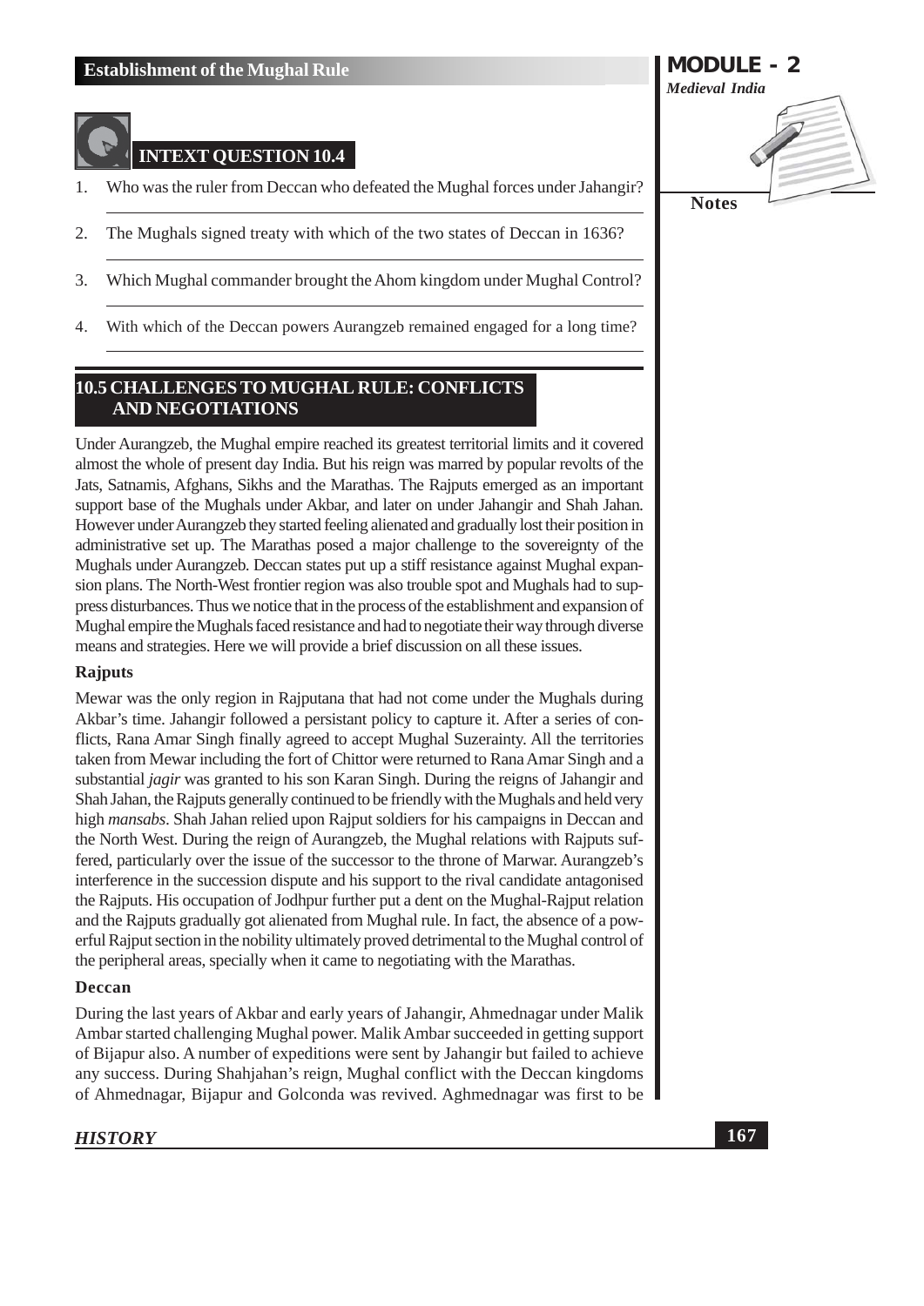## INTEXT QUESTION 10.4

1. Who was the ruler from Deccan who defeated the Mughal forces under Jahangir?

2. The Mughals signed treaty with which of the two states of Deccan in 1636?

3. Which Mughal commander brought the Ahom kingdom under Mughal Control?

4. With which of the Deccan powers Aurangzeb remained engaged for a long time?

## 10.5 CHALLENGES TO MUGHAL RULE: CONFLICTS AND NEGOTIATIONS

Under Aurangzeb, the Mughal empire reached its greatest territorial limits and it covered almost the whole of present day India. But his reign was marred by popular revolts of the Jats, Satnamis, Afghans, Sikhs and the Marathas. The Rajputs emerged as an important support base of the Mughals under Akbar, and later on under Jahangir and Shah Jahan. However under Aurangzeb they started feeling alienated and gradually lost their position in administrative set up. The Marathas posed a major challenge to the sovereignty of the Mughals under Aurangzeb. Deccan states put up a stiff resistance against Mughal expansion plans. The North-West frontier region was also trouble spot and Mughals had to suppress disturbances. Thus we notice that in the process of the establishment and expansion of Mughal empire the Mughals faced resistance and had to negotiate their way through diverse means and strategies. Here we will provide a brief discussion on all these issues.

### Rajputs

Mewar was the only region in Rajputana that had not come under the Mughals during Akbar's time. Jahangir followed a persistant policy to capture it. After a series of conflicts, Rana Amar Singh finally agreed to accept Mughal Suzerainty. All the territories taken from Mewar including the fort of Chittor were returned to Rana Amar Singh and a substantial *jagir* was granted to his son Karan Singh. During the reigns of Jahangir and Shah Jahan, the Rajputs generally continued to be friendly with the Mughals and held very high *mansabs*. Shah Jahan relied upon Rajput soldiers for his campaigns in Deccan and the North West. During the reign of Aurangzeb, the Mughal relations with Rajputs suffered, particularly over the issue of the successor to the throne of Marwar. Aurangzeb's interference in the succession dispute and his support to the rival candidate antagonised the Rajputs. His occupation of Jodhpur further put a dent on the Mughal-Rajput relation and the Rajputs gradually got alienated from Mughal rule. In fact, the absence of a powerful Rajput section in the nobility ultimately proved detrimental to the Mughal control of the peripheral areas, specially when it came to negotiating with the Marathas.

### Deccan

During the last years of Akbar and early years of Jahangir, Ahmednagar under Malik Ambar started challenging Mughal power. Malik Ambar succeeded in getting support of Bijapur also. A number of expeditions were sent by Jahangir but failed to achieve any success. During Shahjahan's reign, Mughal conflict with the Deccan kingdoms of Ahmednagar, Bijapur and Golconda was revived. Aghmednagar was first to be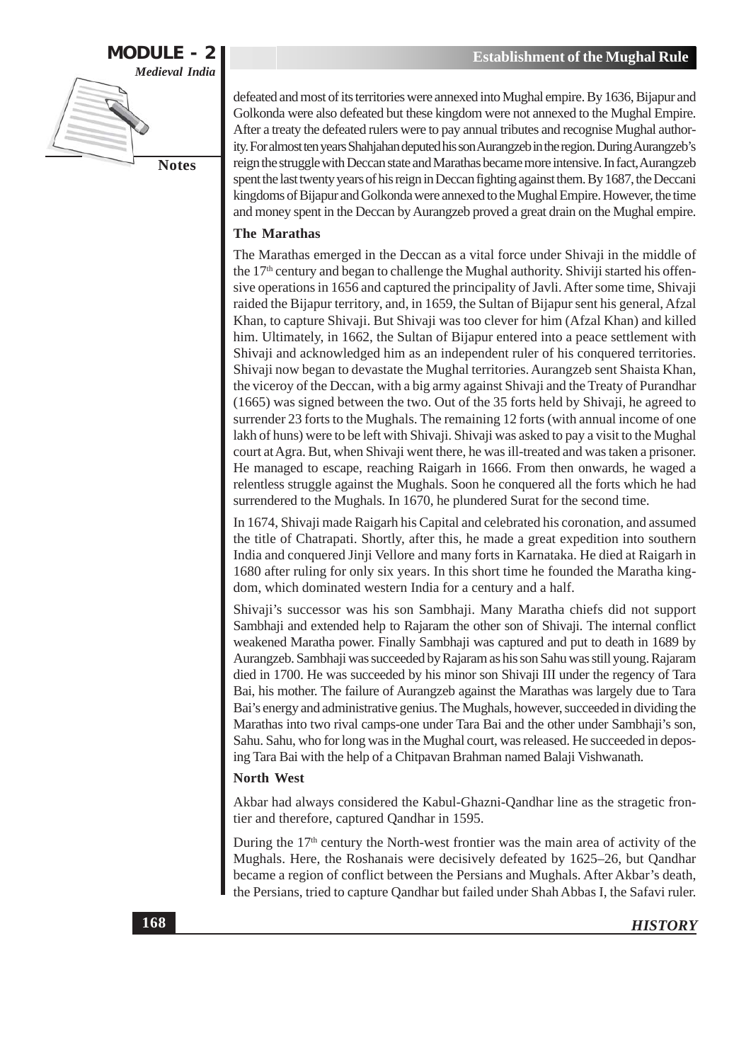defeated and most of its territories were annexed into Mughal empire. By 1636, Bijapur and Golkonda were also defeated but these kingdom were not annexed to the Mughal Empire. After a treaty the defeated rulers were to pay annual tributes and recognise Mughal authority. For almost ten years Shahjahan deputed his son Aurangzeb in the region. During Aurangzeb's reign the struggle with Deccan state and Marathas became more intensive. In fact, Aurangzeb spent the last twenty years of his reign in Deccan fighting against them. By 1687, the Deccani kingdoms of Bijapur and Golkonda were annexed to the Mughal Empire. However, the time and money spent in the Deccan by Aurangzeb proved a great drain on the Mughal empire.

**The Marathas**

The Marathas emerged in the Deccan as a vital force under Shivaji in the middle of the 17th century and began to challenge the Mughal authority. Shiviji started his offensive operations in 1656 and captured the principality of Javli. After some time, Shivaji raided the Bijapur territory, and, in 1659, the Sultan of Bijapur sent his general, Afzal Khan, to capture Shivaji. But Shivaji was too clever for him (Afzal Khan) and killed him. Ultimately, in 1662, the Sultan of Bijapur entered into a peace settlement with Shivaji and acknowledged him as an independent ruler of his conquered territories. Shivaji now began to devastate the Mughal territories. Aurangzeb sent Shaista Khan, the viceroy of the Deccan, with a big army against Shivaji and the Treaty of Purandhar (1665) was signed between the two. Out of the 35 forts held by Shivaji, he agreed to surrender 23 forts to the Mughals. The remaining 12 forts (with annual income of one lakh of huns) were to be left with Shivaji. Shivaji was asked to pay a visit to the Mughal court at Agra. But, when Shivaji went there, he was ill-treated and was taken a prisoner. He managed to escape, reaching Raigarh in 1666. From then onwards, he waged a relentless struggle against the Mughals. Soon he conquered all the forts which he had surrendered to the Mughals. In 1670, he plundered Surat for the second time.

In 1674, Shivaji made Raigarh his Capital and celebrated his coronation, and assumed the title of Chatrapati. Shortly, after this, he made a great expedition into southern India and conquered Jinji Vellore and many forts in Karnataka. He died at Raigarh in 1680 after ruling for only six years. In this short time he founded the Maratha kingdom, which dominated western India for a century and a half.

Shivaji's successor was his son Sambhaji. Many Maratha chiefs did not support Sambhaji and extended help to Rajaram the other son of Shivaji. The internal conflict weakened Maratha power. Finally Sambhaji was captured and put to death in 1689 by Aurangzeb. Sambhaji was succeeded by Rajaram as his son Sahu was still young. Rajaram died in 1700. He was succeeded by his minor son Shivaji III under the regency of Tara Bai, his mother. The failure of Aurangzeb against the Marathas was largely due to Tara Bai's energy and administrative genius. The Mughals, however, succeeded in dividing the Marathas into two rival camps-one under Tara Bai and the other under Sambhaji's son, Sahu. Sahu, who for long was in the Mughal court, was released. He succeeded in deposing Tara Bai with the help of a Chitpavan Brahman named Balaji Vishwanath.

**North West**

Akbar had always considered the Kabul-Ghazni-Qandhar line as the stragetic frontier and therefore, captured Qandhar in 1595.

During the 17th century the North-west frontier was the main area of activity of the Mughals. Here, the Roshanais were decisively defeated by 1625–26, but Qandhar became a region of conflict between the Persians and Mughals. After Akbar's death, the Persians, tried to capture Qandhar but failed under Shah Abbas I, the Safavi ruler.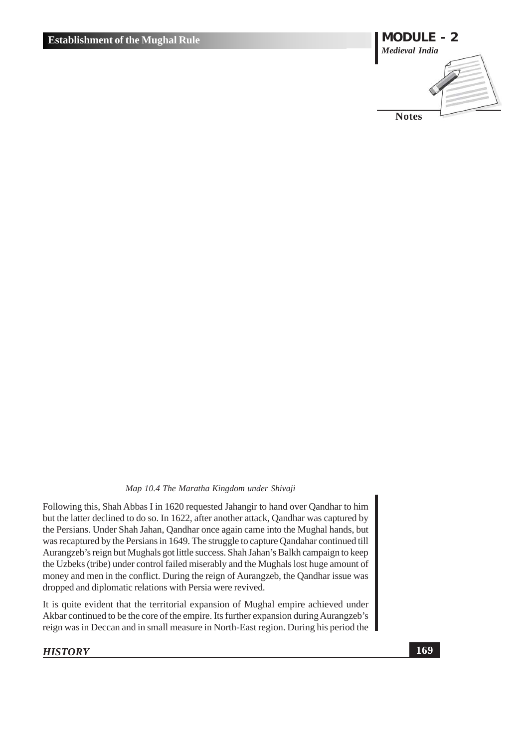*Map 10.4 The Maratha Kingdom under Shivaji*

Following this, Shah Abbas I in 1620 requested Jahangir to hand over Qandhar to him but the latter declined to do so. In 1622, after another attack, Qandhar was captured by the Persians. Under Shah Jahan, Qandhar once again came into the Mughal hands, but was recaptured by the Persians in 1649. The struggle to capture Qandahar continued till Aurangzeb's reign but Mughals got little success. Shah Jahan's Balkh campaign to keep the Uzbeks (tribe) under control failed miserably and the Mughals lost huge amount of money and men in the conflict. During the reign of Aurangzeb, the Qandhar issue was dropped and diplomatic relations with Persia were revived.

It is quite evident that the territorial expansion of Mughal empire achieved under Akbar continued to be the core of the empire. Its further expansion during Aurangzeb's reign was in Deccan and in small measure in North-East region. During his period the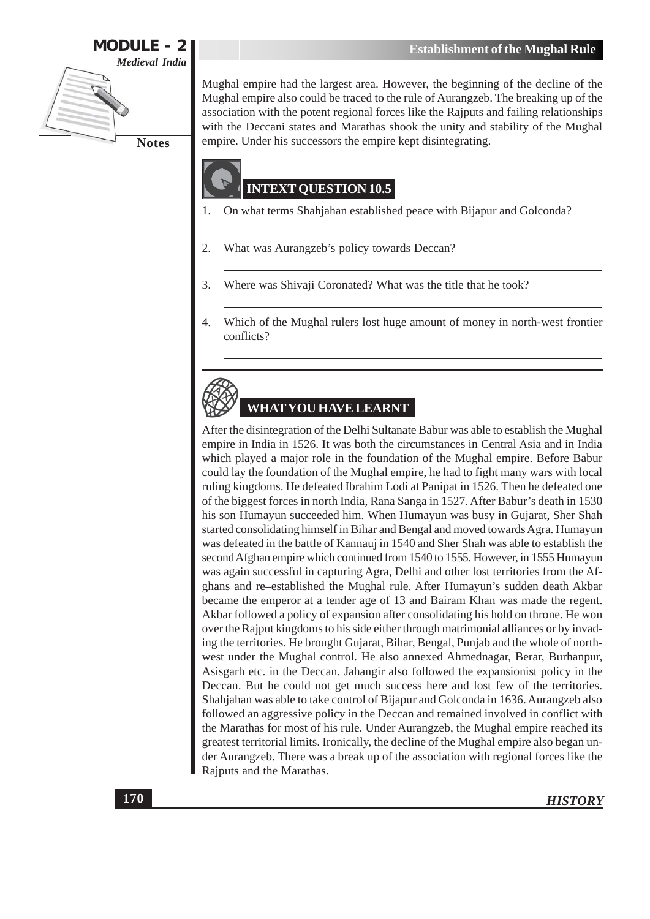Mughal empire had the largest area. However, the beginning of the decline of the Mughal empire also could be traced to the rule of Aurangzeb. The breaking up of the association with the potent regional forces like the Rajputs and failing relationships with the Deccani states and Marathas shook the unity and stability of the Mughal empire. Under his successors the empire kept disintegrating.

## INTEXT QUESTION 10.5

1. On what terms Shahjahan established peace with Bijapur and Golconda?

2. What was Aurangzeb's policy towards Deccan?

3. Where was Shivaji Coronated? What was the title that he took?

4. Which of the Mughal rulers lost huge amount of money in north-west frontier conflicts?

## WHAT YOU HAVE LEARNT

After the disintegration of the Delhi Sultanate Babur was able to establish the Mughal empire in India in 1526. It was both the circumstances in Central Asia and in India which played a major role in the foundation of the Mughal empire. Before Babur could lay the foundation of the Mughal empire, he had to fight many wars with local ruling kingdoms. He defeated Ibrahim Lodi at Panipat in 1526. Then he defeated one of the biggest forces in north India, Rana Sanga in 1527. After Babur's death in 1530 his son Humayun succeeded him. When Humayun was busy in Gujarat, Sher Shah started consolidating himself in Bihar and Bengal and moved towards Agra. Humayun was defeated in the battle of Kannauj in 1540 and Sher Shah was able to establish the second Afghan empire which continued from 1540 to 1555. However, in 1555 Humayun was again successful in capturing Agra, Delhi and other lost territories from the Afghans and re–established the Mughal rule. After Humayun's sudden death Akbar became the emperor at a tender age of 13 and Bairam Khan was made the regent. Akbar followed a policy of expansion after consolidating his hold on throne. He won over the Rajput kingdoms to his side either through matrimonial alliances or by invading the territories. He brought Gujarat, Bihar, Bengal, Punjab and the whole of north-west under the Mughal control. He also annexed Ahmednagar, Berar, Burhanpur, Asisgarh etc. in the Deccan. Jahangir also followed the expansionist policy in the Deccan. But he could not get much success here and lost few of the territories. Shahjahan was able to take control of Bijapur and Golconda in 1636. Aurangzeb also followed an aggressive policy in the Deccan and remained involved in conflict with the Marathas for most of his rule. Under Aurangzeb, the Mughal empire reached its greatest territorial limits. Ironically, the decline of the Mughal empire also began under Aurangzeb. There was a break up of the association with regional forces like the Rajputs and the Marathas.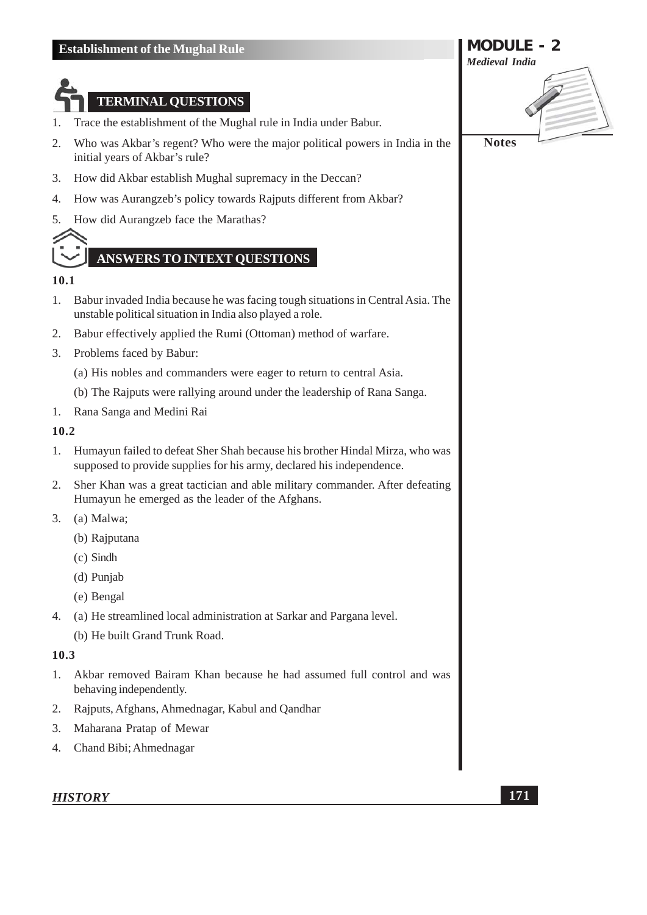## TERMINAL QUESTIONS

1. Trace the establishment of the Mughal rule in India under Babur.
2. Who was Akbar's regent? Who were the major political powers in India in the initial years of Akbar's rule?
3. How did Akbar establish Mughal supremacy in the Deccan?
4. How was Aurangzeb's policy towards Rajputs different from Akbar?
5. How did Aurangzeb face the Marathas?

## ANSWERS TO INTEXT QUESTIONS

**10.1**

1. Babur invaded India because he was facing tough situations in Central Asia. The unstable political situation in India also played a role.
2. Babur effectively applied the Rumi (Ottoman) method of warfare.
3. Problems faced by Babur:

   (a) His nobles and commanders were eager to return to central Asia.

   (b) The Rajputs were rallying around under the leadership of Rana Sanga.

1. Rana Sanga and Medini Rai

**10.2**

1. Humayun failed to defeat Sher Shah because his brother Hindal Mirza, who was supposed to provide supplies for his army, declared his independence.
2. Sher Khan was a great tactician and able military commander. After defeating Humayun he emerged as the leader of the Afghans.
3. (a) Malwa;

   (b) Rajputana

   (c) Sindh

   (d) Punjab

   (e) Bengal

4. (a) He streamlined local administration at Sarkar and Pargana level.

   (b) He built Grand Trunk Road.

**10.3**

1. Akbar removed Bairam Khan because he had assumed full control and was behaving independently.
2. Rajputs, Afghans, Ahmednagar, Kabul and Qandhar
3. Maharana Pratap of Mewar
4. Chand Bibi; Ahmednagar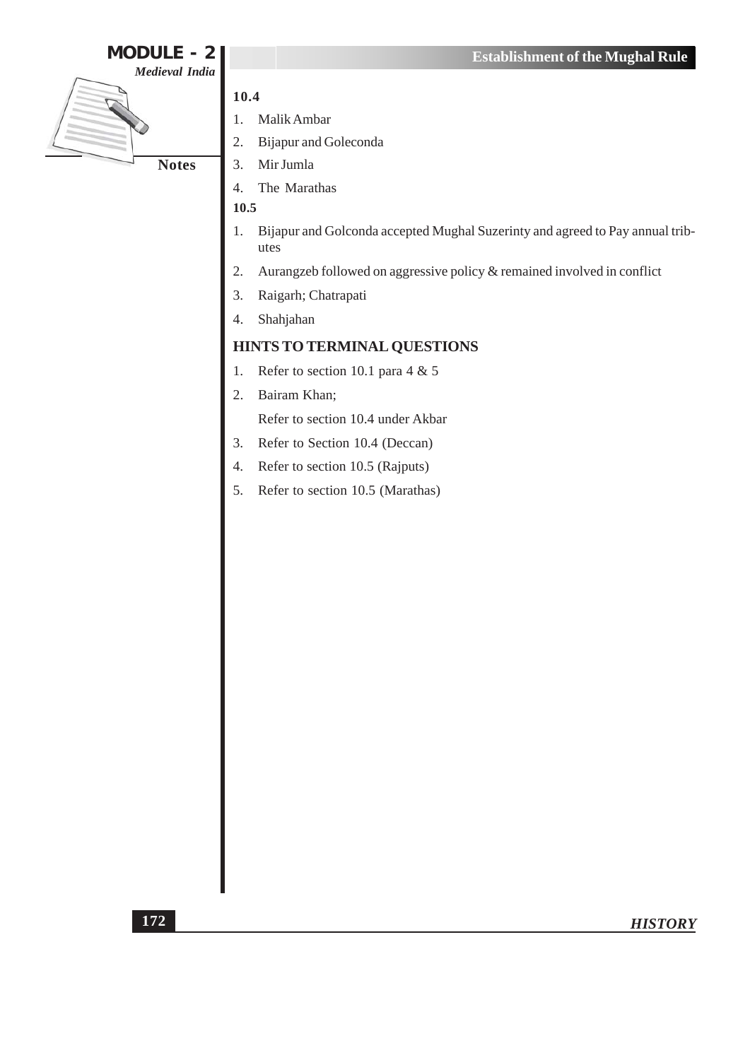**10.4**

1. Malik Ambar
2. Bijapur and Goleconda
3. Mir Jumla
4. The Marathas

**10.5**

1. Bijapur and Golconda accepted Mughal Suzerinty and agreed to Pay annual tributes
2. Aurangzeb followed on aggressive policy & remained involved in conflict
3. Raigarh; Chatrapati
4. Shahjahan

## HINTS TO TERMINAL QUESTIONS

1. Refer to section 10.1 para 4 & 5
2. Bairam Khan;

   Refer to section 10.4 under Akbar
3. Refer to Section 10.4 (Deccan)
4. Refer to section 10.5 (Rajputs)
5. Refer to section 10.5 (Marathas)